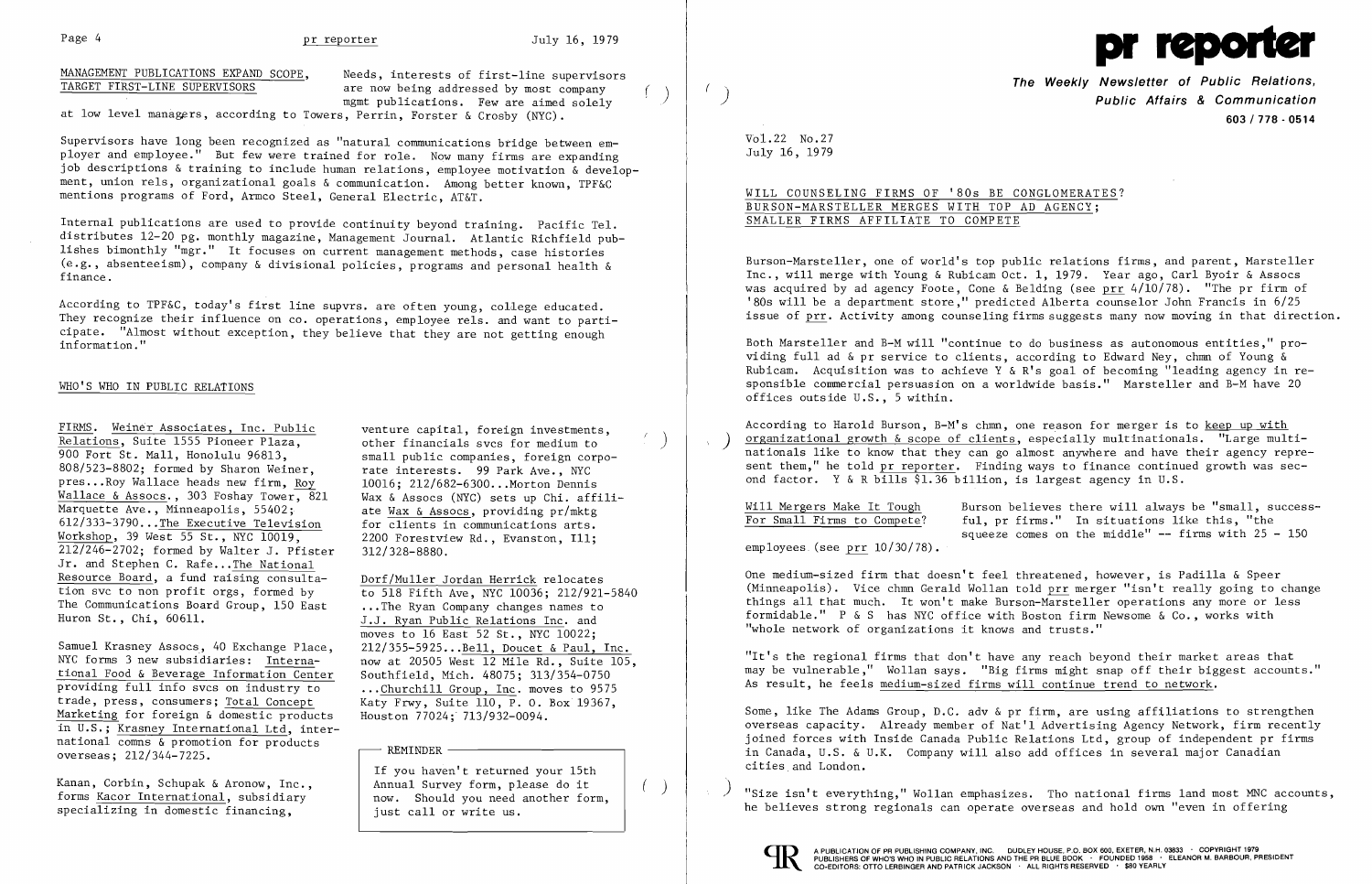MANAGEMENT PUBLICATIONS EXPAND SCOPE, TARGET FIRST-LINE SUPERVISORS

Needs, interests of first-line supervisors are now being addressed by most company mgmt publications. Few are aimed solely at low level managers, according to Towers, Perrin, Forster & Crosby (NYC).

Supervisors have long been recognized as "natural communications bridge between employer and employee." But few were trained for role. Now many firms are expanding job descriptions & training to include human relations, employee motivation & development, union rels, organizational goals & communication. Among better known, TPF&C mentions programs of Ford, Armco Steel, General Electric, AT&T.

Internal publications are used to provide continuity beyond training. Pacific Tel. distributes 12-20 pg. monthly magazine, Management Journal. Atlantic Richfield publishes bimonthly "mgr." It focuses on current management methods, case histories (e.g., absenteeism), company & divisional policies, programs and personal health & finance.

According to TPF&C, today's first line supvrs. are often young, college educated. They recognize their influence on co. operations, employee rels. and want to participate. "Almost without exception, they believe that they are not getting enough information."

## WHO'S WHO IN PUBLIC RELATIONS

FIRMS. Weiner Associates, Inc. Public Relations, Suite 1555 Pioneer Plaza, 900 Fort St. Mall, Honolulu 96813, 808/523-8802; formed by Sharon Weiner, pres...Roy Wallace heads new firm, Roy Wallace & Assocs., 303 Foshay Tower, 821 Marquette Ave., Minneapolis, 55402; 612/333-3790...The Executive Television Workshop, 39 West 55 St., NYC 10019, 212/246-2702; formed by Walter J. Pfister Jr. and Stephen C. Rafe...The National Resource Board, a fund raising consultation svc to non profit orgs, formed by The Communications Board Group, 150 East Huron St., Chi, 60611.

Samuel Krasney Assocs, 40 Exchange Place, NYC forms 3 new subsidiaries: International Food & Beverage Information Center providing full info svcs on industry to trade, press, consumers; Total Concept Marketing for foreign & domestic products in U.S.; Krasney International Ltd, international comns & promotion for products overseas; 212/344-7225.

Kanan, Corbin, Schupak & Aronow, Inc., forms Kacor International, subsidiary specializing in domestic financing, venture capital, foreign investments, other financials svcs for medium to small public companies, foreign corporate interests. 99 Park Ave., NYC 10016; 212/682-6300...Morton Dennis Wax & Assocs (NYC) sets up Chi. affiliate Wax & Assocs, providing pr/mktg for clients in communications arts. 2200 Forestview Rd., Evanston, Ill; 312/328-8880.

Dorf/Muller Jordan Herrick relocates to 518 Fifth Ave, NYC 10036; 212/921-5840 ...The Ryan Company changes names to J.J. Ryan Public Relations Inc. and moves to 16 East 52 St., NYC 10022; 212/355-5925...Bell, Doucet & Paul, Inc. now at 20505 West 12 Mile Rd., Suite 105, Southfield, Mich. 48075; 313/354-0750 ...Churchill Group, Inc. moves to 9575 Katy Frwy, Suite 110, P. O. Box 19367, Houston 77024; 713/932-0094.

**REMINDER**

If you haven't returned your 15th Annual Survey form, please do it now. Should you need another form, just call or write us.

# pr reporter

**The Weekly Newsletter of Public Relations, Public Affairs & Communication**

603 / 778 - 0514

Vol.22 No.27
July 16, 1979

## WILL COUNSELING FIRMS OF '80s BE CONGLOMERATES? BURSON-MARSTELLER MERGES WITH TOP AD AGENCY; SMALLER FIRMS AFFILIATE TO COMPETE

Burson-Marsteller, one of world's top public relations firms, and parent, Marsteller Inc., will merge with Young & Rubicam Oct. 1, 1979. Year ago, Carl Byoir & Assocs was acquired by ad agency Foote, Cone & Belding (see prr 4/10/78). "The pr firm of '80s will be a department store," predicted Alberta counselor John Francis in 6/25 issue of prr. Activity among counseling firms suggests many now moving in that direction.

Both Marsteller and B-M will "continue to do business as autonomous entities," providing full ad & pr service to clients, according to Edward Ney, chmn of Young & Rubicam. Acquisition was to achieve Y & R's goal of becoming "leading agency in responsible commercial persuasion on a worldwide basis." Marsteller and B-M have 20 offices outside U.S., 5 within.

According to Harold Burson, B-M's chmn, one reason for merger is to keep up with organizational growth & scope of clients, especially multinationals. "Large multinationals like to know that they can go almost anywhere and have their agency represent them," he told pr reporter. Finding ways to finance continued growth was second factor. Y & R bills $1.36 billion, is largest agency in U.S.

Will Mergers Make It Tough For Small Firms to Compete?

Burson believes there will always be "small, successful, pr firms." In situations like this, "the squeeze comes on the middle" -- firms with 25 - 150 employees (see prr 10/30/78).

One medium-sized firm that doesn't feel threatened, however, is Padilla & Speer (Minneapolis). Vice chmn Gerald Wollan told prr merger "isn't really going to change things all that much. It won't make Burson-Marsteller operations any more or less formidable." P & S has NYC office with Boston firm Newsome & Co., works with "whole network of organizations it knows and trusts."

"It's the regional firms that don't have any reach beyond their market areas that may be vulnerable," Wollan says. "Big firms might snap off their biggest accounts." As result, he feels medium-sized firms will continue trend to network.

Some, like The Adams Group, D.C. adv & pr firm, are using affiliations to strengthen overseas capacity. Already member of Nat'l Advertising Agency Network, firm recently joined forces with Inside Canada Public Relations Ltd, group of independent pr firms in Canada, U.S. & U.K. Company will also add offices in several major Canadian cities and London.

"Size isn't everything," Wollan emphasizes. Tho national firms land most MNC accounts, he believes strong regionals can operate overseas and hold own "even in offering

A PUBLICATION OF PR PUBLISHING COMPANY, INC. DUDLEY HOUSE, P.O. BOX 600, EXETER, N.H. 03833 · COPYRIGHT 1979 PUBLISHERS OF WHO'S WHO IN PUBLIC RELATIONS AND THE PR BLUE BOOK · FOUNDED 1958 · ELEANOR M. BARBOUR, PRESIDENT CO-EDITORS: OTTO LERBINGER AND PATRICK JACKSON · ALL RIGHTS RESERVED · $80 YEARLY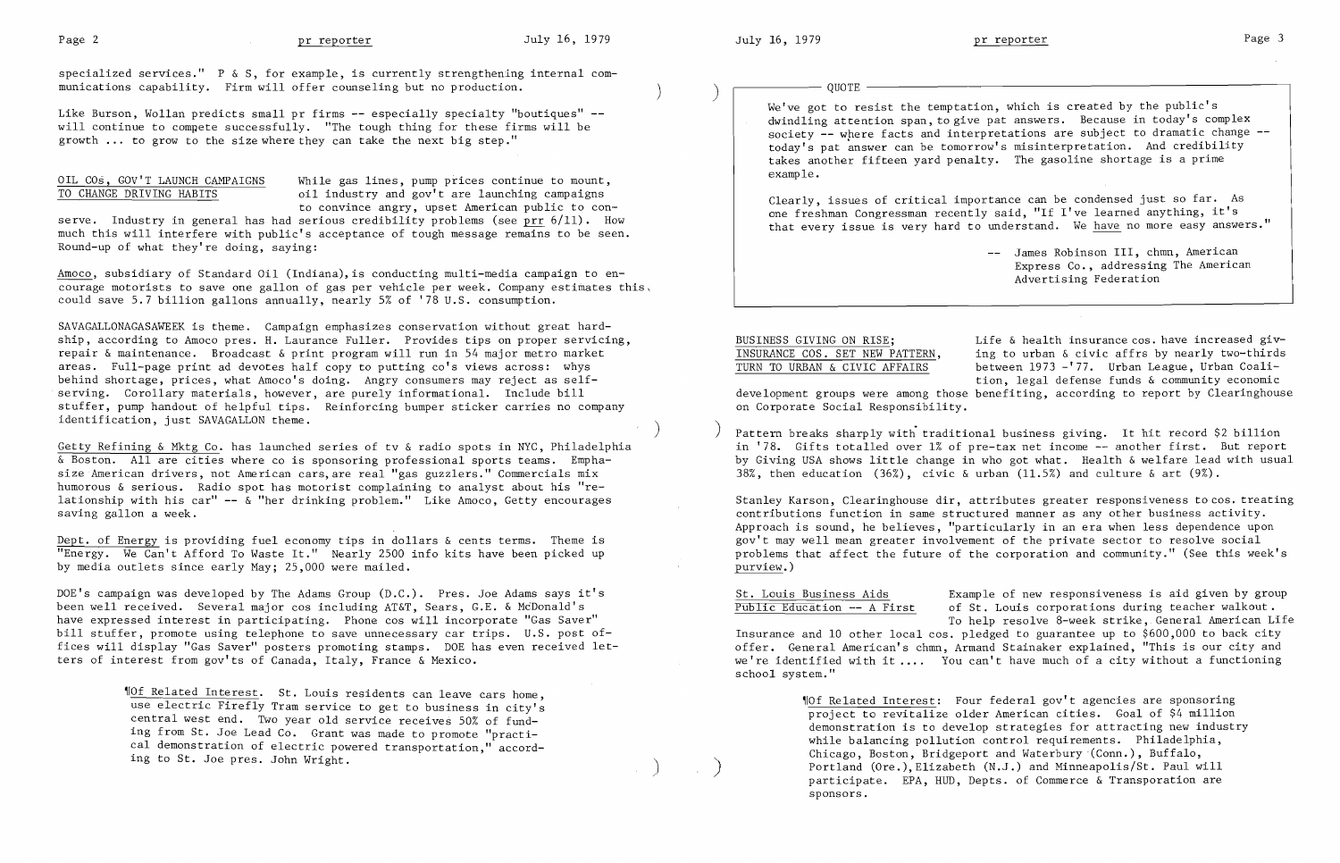specialized services." P & S, for example, is currently strengthening internal communications capability. Firm will offer counseling but no production.

Like Burson, Wollan predicts small pr firms -- especially specialty "boutiques" -- will continue to compete successfully. "The tough thing for these firms will be growth ... to grow to the size where they can take the next big step."

## OIL COs, GOV'T LAUNCH CAMPAIGNS TO CHANGE DRIVING HABITS

While gas lines, pump prices continue to mount, oil industry and gov't are launching campaigns to convince angry, upset American public to conserve. Industry in general has had serious credibility problems (see prr 6/11). How much this will interfere with public's acceptance of tough message remains to be seen. Round-up of what they're doing, saying:

Amoco, subsidiary of Standard Oil (Indiana), is conducting multi-media campaign to encourage motorists to save one gallon of gas per vehicle per week. Company estimates this could save 5.7 billion gallons annually, nearly 5% of '78 U.S. consumption.

SAVAGALLONAGASAWEEK is theme. Campaign emphasizes conservation without great hardship, according to Amoco pres. H. Laurance Fuller. Provides tips on proper servicing, repair & maintenance. Broadcast & print program will run in 54 major metro market areas. Full-page print ad devotes half copy to putting co's views across: whys behind shortage, prices, what Amoco's doing. Angry consumers may reject as self-serving. Corollary materials, however, are purely informational. Include bill stuffer, pump handout of helpful tips. Reinforcing bumper sticker carries no company identification, just SAVAGALLON theme.

Getty Refining & Mktg Co. has launched series of tv & radio spots in NYC, Philadelphia & Boston. All are cities where co is sponsoring professional sports teams. Emphasize American drivers, not American cars, are real "gas guzzlers." Commercials mix humorous & serious. Radio spot has motorist complaining to analyst about his "relationship with his car" -- & "her drinking problem." Like Amoco, Getty encourages saving gallon a week.

Dept. of Energy is providing fuel economy tips in dollars & cents terms. Theme is "Energy. We Can't Afford To Waste It." Nearly 2500 info kits have been picked up by media outlets since early May; 25,000 were mailed.

DOE's campaign was developed by The Adams Group (D.C.). Pres. Joe Adams says it's been well received. Several major cos including AT&T, Sears, G.E. & McDonald's have expressed interest in participating. Phone cos will incorporate "Gas Saver" bill stuffer, promote using telephone to save unnecessary car trips. U.S. post offices will display "Gas Saver" posters promoting stamps. DOE has even received letters of interest from gov'ts of Canada, Italy, France & Mexico.

> ¶Of Related Interest. St. Louis residents can leave cars home, use electric Firefly Tram service to get to business in city's central west end. Two year old service receives 50% of funding from St. Joe Lead Co. Grant was made to promote "practical demonstration of electric powered transportation," according to St. Joe pres. John Wright.

---

**QUOTE**

> We've got to resist the temptation, which is created by the public's dwindling attention span, to give pat answers. Because in today's complex society -- where facts and interpretations are subject to dramatic change -- today's pat answer can be tomorrow's misinterpretation. And credibility takes another fifteen yard penalty. The gasoline shortage is a prime example.
>
> Clearly, issues of critical importance can be condensed just so far. As one freshman Congressman recently said, "If I've learned anything, it's that every issue is very hard to understand. We *have* no more easy answers."
>
> -- James Robinson III, chmn, American Express Co., addressing The American Advertising Federation

---

## BUSINESS GIVING ON RISE; INSURANCE COS. SET NEW PATTERN, TURN TO URBAN & CIVIC AFFAIRS

Life & health insurance cos. have increased giving to urban & civic affrs by nearly two-thirds between 1973 -'77. Urban League, Urban Coalition, legal defense funds & community economic development groups were among those benefiting, according to report by Clearinghouse on Corporate Social Responsibility.

Pattern breaks sharply with traditional business giving. It hit record $2 billion in '78. Gifts totalled over 1% of pre-tax net income -- another first. But report by Giving USA shows little change in who got what. Health & welfare lead with usual 38%, then education (36%), civic & urban (11.5%) and culture & art (9%).

Stanley Karson, Clearinghouse dir, attributes greater responsiveness to cos. treating contributions function in same structured manner as any other business activity. Approach is sound, he believes, "particularly in an era when less dependence upon gov't may well mean greater involvement of the private sector to resolve social problems that affect the future of the corporation and community." (See this week's purview.)

### St. Louis Business Aids Public Education -- A First

Example of new responsiveness is aid given by group of St. Louis corporations during teacher walkout. To help resolve 8-week strike, General American Life Insurance and 10 other local cos. pledged to guarantee up to $600,000 to back city offer. General American's chmn, Armand Stainaker explained, "This is our city and we're identified with it .... You can't have much of a city without a functioning school system."

> ¶Of Related Interest: Four federal gov't agencies are sponsoring project to revitalize older American cities. Goal of $4 million demonstration is to develop strategies for attracting new industry while balancing pollution control requirements. Philadelphia, Chicago, Boston, Bridgeport and Waterbury (Conn.), Buffalo, Portland (Ore.), Elizabeth (N.J.) and Minneapolis/St. Paul will participate. EPA, HUD, Depts. of Commerce & Transporation are sponsors.